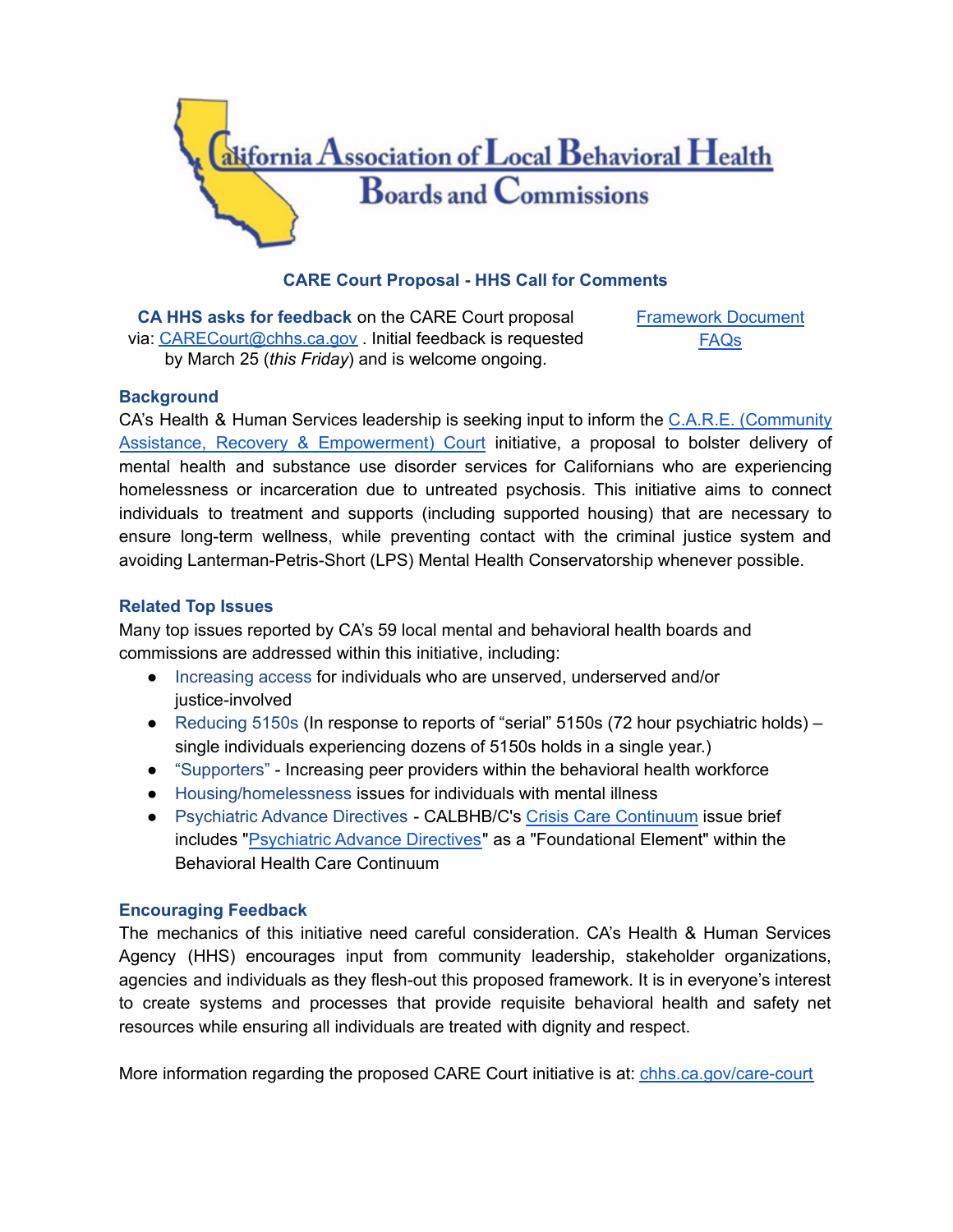California Association of Local Behavioral Health Boards and Commissions

## CARE Court Proposal - HHS Call for Comments

**CA HHS asks for feedback** on the CARE Court proposal via: CARECourt@chhs.ca.gov . Initial feedback is requested by March 25 (*this Friday*) and is welcome ongoing.

Framework Document
FAQs

### Background

CA's Health & Human Services leadership is seeking input to inform the C.A.R.E. (Community Assistance, Recovery & Empowerment) Court initiative, a proposal to bolster delivery of mental health and substance use disorder services for Californians who are experiencing homelessness or incarceration due to untreated psychosis. This initiative aims to connect individuals to treatment and supports (including supported housing) that are necessary to ensure long-term wellness, while preventing contact with the criminal justice system and avoiding Lanterman-Petris-Short (LPS) Mental Health Conservatorship whenever possible.

### Related Top Issues

Many top issues reported by CA's 59 local mental and behavioral health boards and commissions are addressed within this initiative, including:

- Increasing access for individuals who are unserved, underserved and/or justice-involved
- Reducing 5150s (In response to reports of "serial" 5150s (72 hour psychiatric holds) – single individuals experiencing dozens of 5150s holds in a single year.)
- "Supporters" - Increasing peer providers within the behavioral health workforce
- Housing/homelessness issues for individuals with mental illness
- Psychiatric Advance Directives - CALBHB/C's Crisis Care Continuum issue brief includes "Psychiatric Advance Directives" as a "Foundational Element" within the Behavioral Health Care Continuum

### Encouraging Feedback

The mechanics of this initiative need careful consideration. CA's Health & Human Services Agency (HHS) encourages input from community leadership, stakeholder organizations, agencies and individuals as they flesh-out this proposed framework. It is in everyone's interest to create systems and processes that provide requisite behavioral health and safety net resources while ensuring all individuals are treated with dignity and respect.

More information regarding the proposed CARE Court initiative is at: chhs.ca.gov/care-court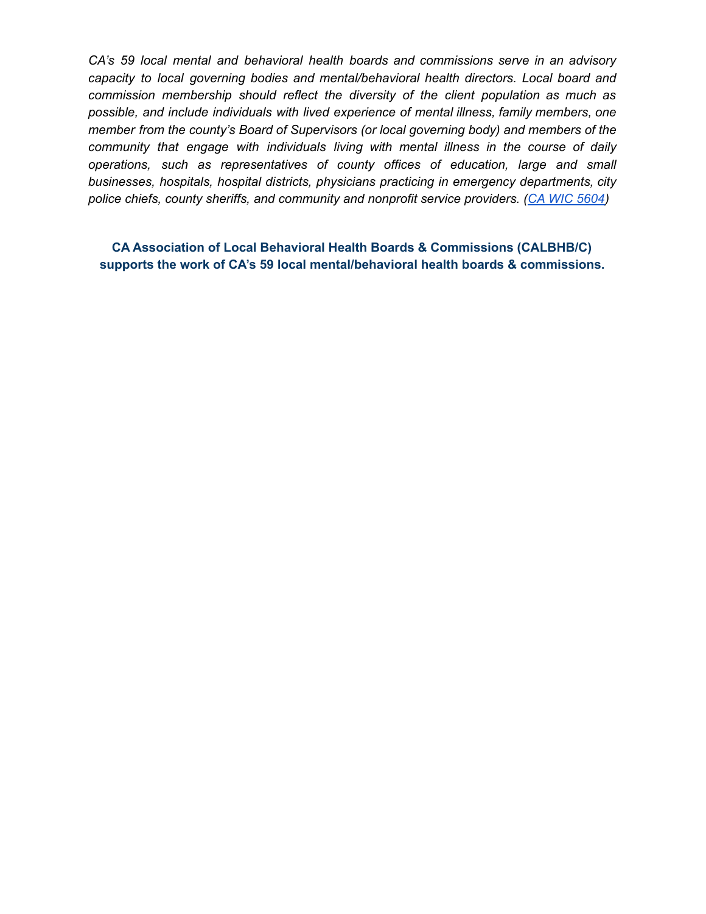*CA's 59 local mental and behavioral health boards and commissions serve in an advisory capacity to local governing bodies and mental/behavioral health directors. Local board and commission membership should reflect the diversity of the client population as much as possible, and include individuals with lived experience of mental illness, family members, one member from the county's Board of Supervisors (or local governing body) and members of the community that engage with individuals living with mental illness in the course of daily operations, such as representatives of county offices of education, large and small businesses, hospitals, hospital districts, physicians practicing in emergency departments, city police chiefs, county sheriffs, and community and nonprofit service providers. (CA WIC 5604)*

**CA Association of Local Behavioral Health Boards & Commissions (CALBHB/C) supports the work of CA's 59 local mental/behavioral health boards & commissions.**